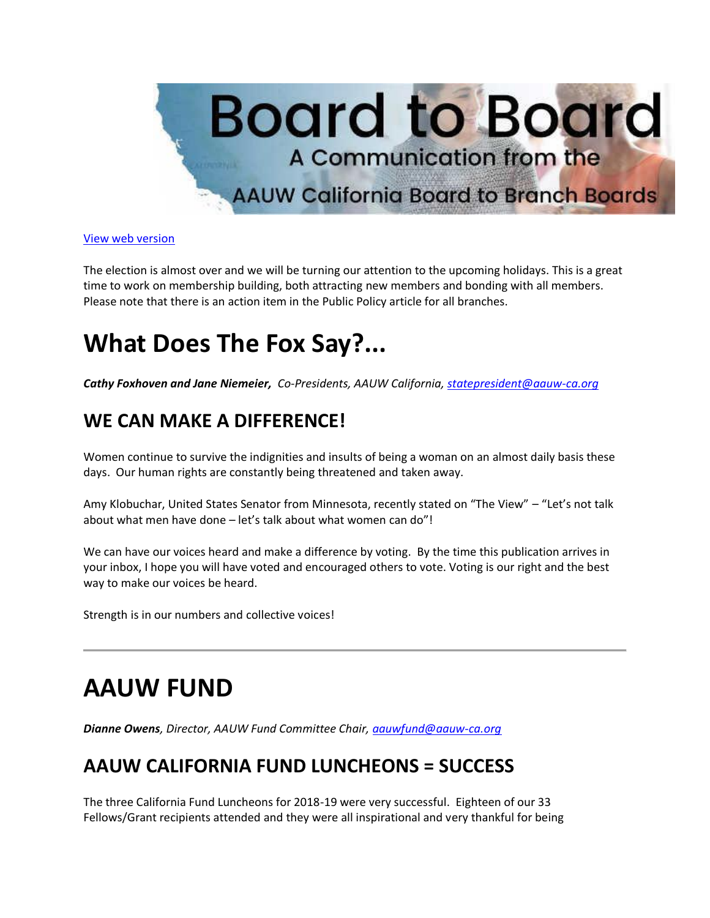# Board to Board

A Communication from the AAUW California Board to Branch Boards

[View web version]

The election is almost over and we will be turning our attention to the upcoming holidays. This is a great time to work on membership building, both attracting new members and bonding with all members. Please note that there is an action item in the Public Policy article for all branches.

# What Does The Fox Say?...

***Cathy Foxhoven and Jane Niemeier,*** *Co-Presidents, AAUW California, statepresident@aauw-ca.org*

## WE CAN MAKE A DIFFERENCE!

Women continue to survive the indignities and insults of being a woman on an almost daily basis these days. Our human rights are constantly being threatened and taken away.

Amy Klobuchar, United States Senator from Minnesota, recently stated on "The View" – "Let's not talk about what men have done – let's talk about what women can do"!

We can have our voices heard and make a difference by voting. By the time this publication arrives in your inbox, I hope you will have voted and encouraged others to vote. Voting is our right and the best way to make our voices be heard.

Strength is in our numbers and collective voices!

---

# AAUW FUND

***Dianne Owens****, Director, AAUW Fund Committee Chair, aauwfund@aauw-ca.org*

## AAUW CALIFORNIA FUND LUNCHEONS = SUCCESS

The three California Fund Luncheons for 2018-19 were very successful. Eighteen of our 33 Fellows/Grant recipients attended and they were all inspirational and very thankful for being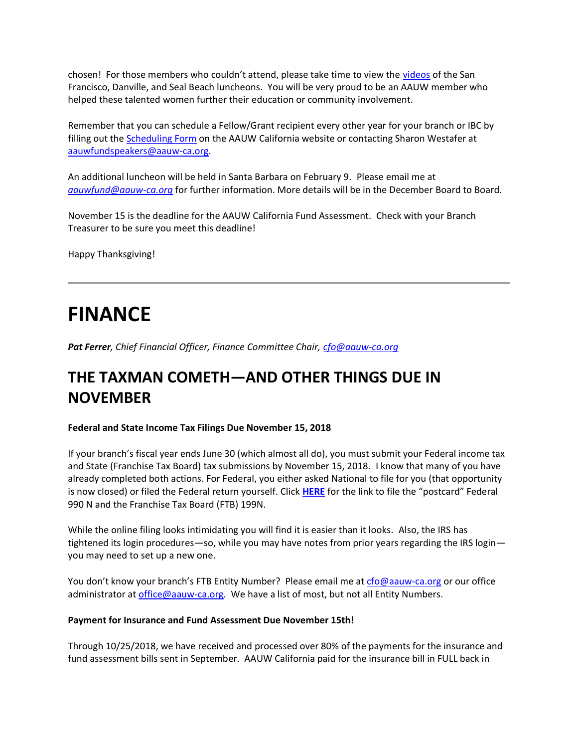chosen! For those members who couldn't attend, please take time to view the videos of the San Francisco, Danville, and Seal Beach luncheons. You will be very proud to be an AAUW member who helped these talented women further their education or community involvement.

Remember that you can schedule a Fellow/Grant recipient every other year for your branch or IBC by filling out the Scheduling Form on the AAUW California website or contacting Sharon Westafer at aauwfundspeakers@aauw-ca.org.

An additional luncheon will be held in Santa Barbara on February 9. Please email me at *aauwfund@aauw-ca.org* for further information. More details will be in the December Board to Board.

November 15 is the deadline for the AAUW California Fund Assessment. Check with your Branch Treasurer to be sure you meet this deadline!

Happy Thanksgiving!

---

# FINANCE

***Pat Ferrer****, Chief Financial Officer, Finance Committee Chair, cfo@aauw-ca.org*

## THE TAXMAN COMETH—AND OTHER THINGS DUE IN NOVEMBER

**Federal and State Income Tax Filings Due November 15, 2018**

If your branch's fiscal year ends June 30 (which almost all do), you must submit your Federal income tax and State (Franchise Tax Board) tax submissions by November 15, 2018. I know that many of you have already completed both actions. For Federal, you either asked National to file for you (that opportunity is now closed) or filed the Federal return yourself. Click **HERE** for the link to file the "postcard" Federal 990 N and the Franchise Tax Board (FTB) 199N.

While the online filing looks intimidating you will find it is easier than it looks. Also, the IRS has tightened its login procedures—so, while you may have notes from prior years regarding the IRS login—you may need to set up a new one.

You don't know your branch's FTB Entity Number? Please email me at cfo@aauw-ca.org or our office administrator at office@aauw-ca.org. We have a list of most, but not all Entity Numbers.

**Payment for Insurance and Fund Assessment Due November 15th!**

Through 10/25/2018, we have received and processed over 80% of the payments for the insurance and fund assessment bills sent in September. AAUW California paid for the insurance bill in FULL back in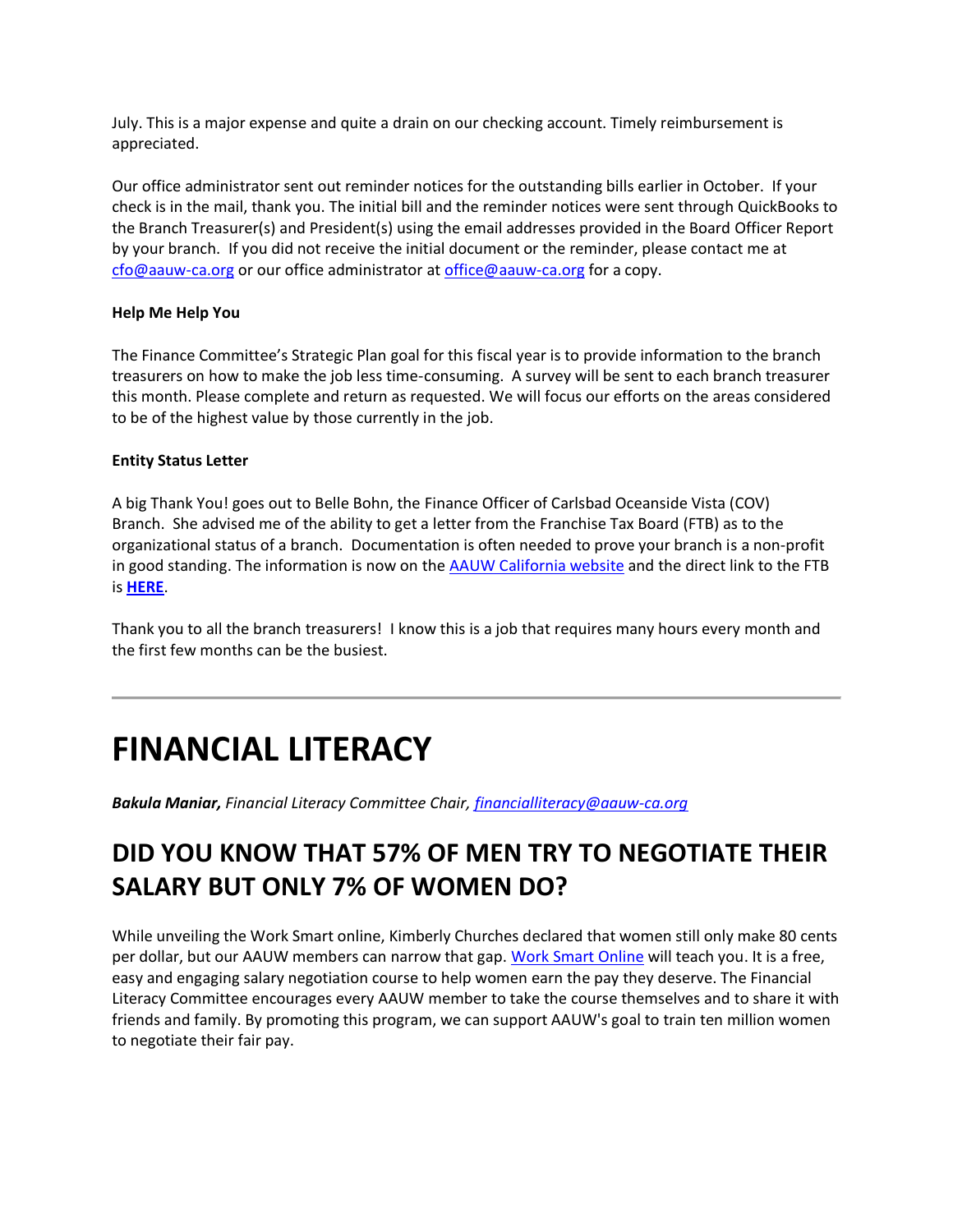July. This is a major expense and quite a drain on our checking account. Timely reimbursement is appreciated.

Our office administrator sent out reminder notices for the outstanding bills earlier in October. If your check is in the mail, thank you. The initial bill and the reminder notices were sent through QuickBooks to the Branch Treasurer(s) and President(s) using the email addresses provided in the Board Officer Report by your branch. If you did not receive the initial document or the reminder, please contact me at cfo@aauw-ca.org or our office administrator at office@aauw-ca.org for a copy.

**Help Me Help You**

The Finance Committee's Strategic Plan goal for this fiscal year is to provide information to the branch treasurers on how to make the job less time-consuming. A survey will be sent to each branch treasurer this month. Please complete and return as requested. We will focus our efforts on the areas considered to be of the highest value by those currently in the job.

**Entity Status Letter**

A big Thank You! goes out to Belle Bohn, the Finance Officer of Carlsbad Oceanside Vista (COV) Branch. She advised me of the ability to get a letter from the Franchise Tax Board (FTB) as to the organizational status of a branch. Documentation is often needed to prove your branch is a non-profit in good standing. The information is now on the AAUW California website and the direct link to the FTB is **HERE**.

Thank you to all the branch treasurers! I know this is a job that requires many hours every month and the first few months can be the busiest.

---

# FINANCIAL LITERACY

***Bakula Maniar,*** *Financial Literacy Committee Chair, financialliteracy@aauw-ca.org*

## DID YOU KNOW THAT 57% OF MEN TRY TO NEGOTIATE THEIR SALARY BUT ONLY 7% OF WOMEN DO?

While unveiling the Work Smart online, Kimberly Churches declared that women still only make 80 cents per dollar, but our AAUW members can narrow that gap. Work Smart Online will teach you. It is a free, easy and engaging salary negotiation course to help women earn the pay they deserve. The Financial Literacy Committee encourages every AAUW member to take the course themselves and to share it with friends and family. By promoting this program, we can support AAUW's goal to train ten million women to negotiate their fair pay.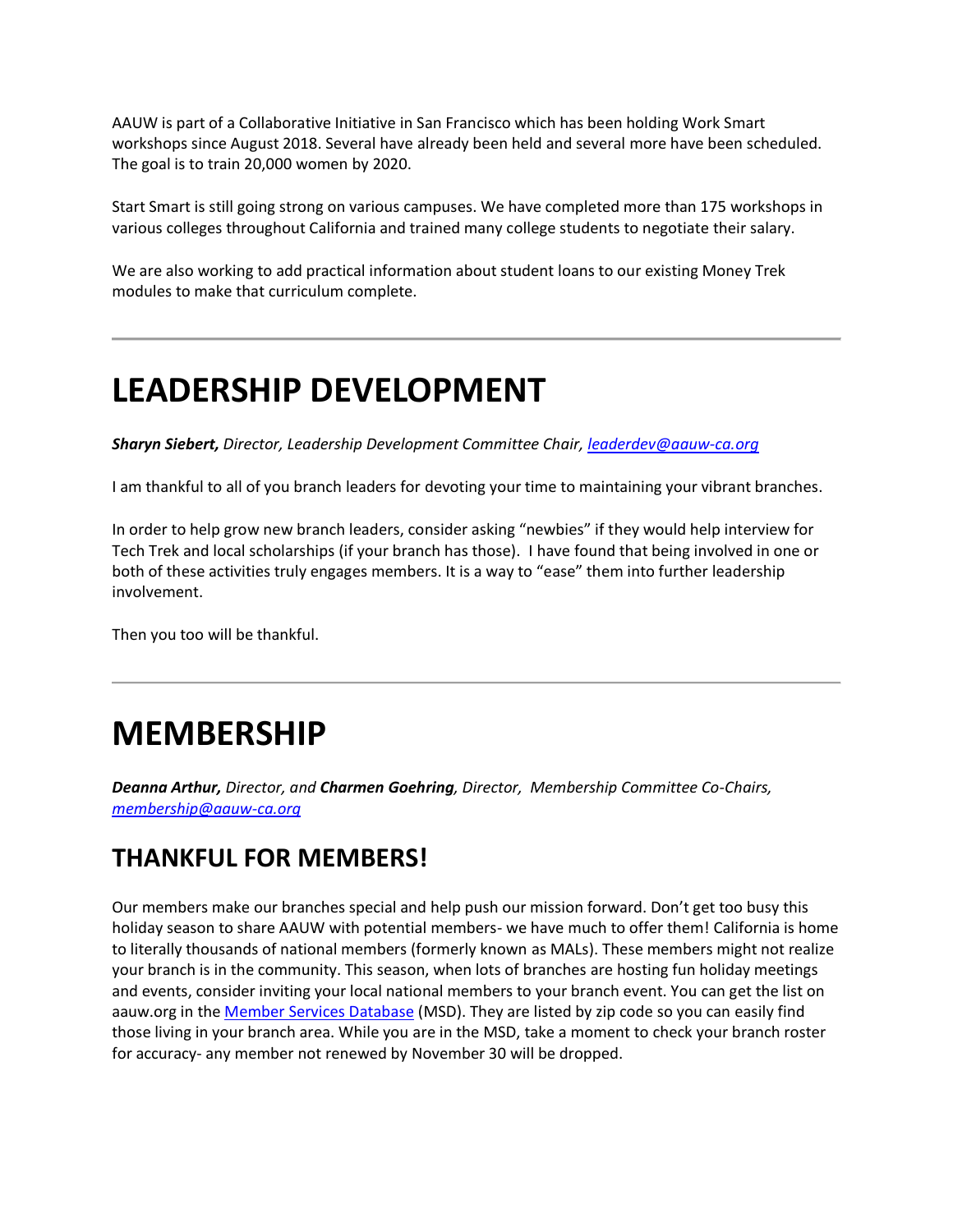AAUW is part of a Collaborative Initiative in San Francisco which has been holding Work Smart workshops since August 2018. Several have already been held and several more have been scheduled. The goal is to train 20,000 women by 2020.

Start Smart is still going strong on various campuses. We have completed more than 175 workshops in various colleges throughout California and trained many college students to negotiate their salary.

We are also working to add practical information about student loans to our existing Money Trek modules to make that curriculum complete.

---

# LEADERSHIP DEVELOPMENT

***Sharyn Siebert,*** *Director, Leadership Development Committee Chair, [leaderdev@aauw-ca.org](mailto:leaderdev@aauw-ca.org)*

I am thankful to all of you branch leaders for devoting your time to maintaining your vibrant branches.

In order to help grow new branch leaders, consider asking "newbies" if they would help interview for Tech Trek and local scholarships (if your branch has those). I have found that being involved in one or both of these activities truly engages members. It is a way to "ease" them into further leadership involvement.

Then you too will be thankful.

---

# MEMBERSHIP

***Deanna Arthur,*** *Director, and* ***Charmen Goehring****, Director, Membership Committee Co-Chairs, [membership@aauw-ca.org](mailto:membership@aauw-ca.org)*

## THANKFUL FOR MEMBERS!

Our members make our branches special and help push our mission forward. Don't get too busy this holiday season to share AAUW with potential members- we have much to offer them! California is home to literally thousands of national members (formerly known as MALs). These members might not realize your branch is in the community. This season, when lots of branches are hosting fun holiday meetings and events, consider inviting your local national members to your branch event. You can get the list on aauw.org in the [Member Services Database](#) (MSD). They are listed by zip code so you can easily find those living in your branch area. While you are in the MSD, take a moment to check your branch roster for accuracy- any member not renewed by November 30 will be dropped.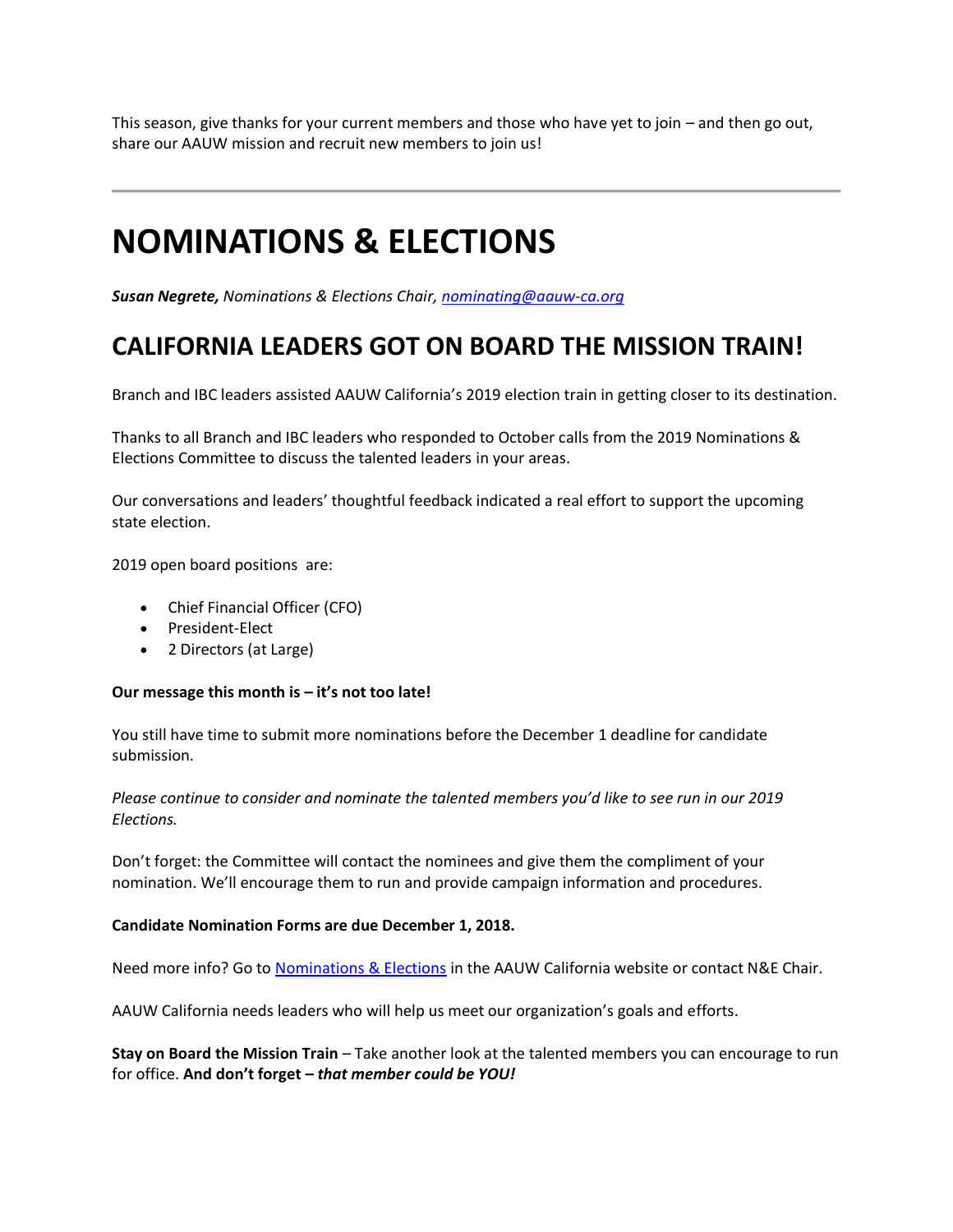This season, give thanks for your current members and those who have yet to join – and then go out, share our AAUW mission and recruit new members to join us!

---

# NOMINATIONS & ELECTIONS

***Susan Negrete,*** *Nominations & Elections Chair,* *[nominating@aauw-ca.org](mailto:nominating@aauw-ca.org)*

## CALIFORNIA LEADERS GOT ON BOARD THE MISSION TRAIN!

Branch and IBC leaders assisted AAUW California's 2019 election train in getting closer to its destination.

Thanks to all Branch and IBC leaders who responded to October calls from the 2019 Nominations & Elections Committee to discuss the talented leaders in your areas.

Our conversations and leaders' thoughtful feedback indicated a real effort to support the upcoming state election.

2019 open board positions are:

- Chief Financial Officer (CFO)
- President-Elect
- 2 Directors (at Large)

**Our message this month is – it's not too late!**

You still have time to submit more nominations before the December 1 deadline for candidate submission.

*Please continue to consider and nominate the talented members you'd like to see run in our 2019 Elections.*

Don't forget: the Committee will contact the nominees and give them the compliment of your nomination. We'll encourage them to run and provide campaign information and procedures.

**Candidate Nomination Forms are due December 1, 2018.**

Need more info? Go to [Nominations & Elections] in the AAUW California website or contact N&E Chair.

AAUW California needs leaders who will help us meet our organization's goals and efforts.

**Stay on Board the Mission Train** – Take another look at the talented members you can encourage to run for office. **And don't forget – *that member could be YOU!***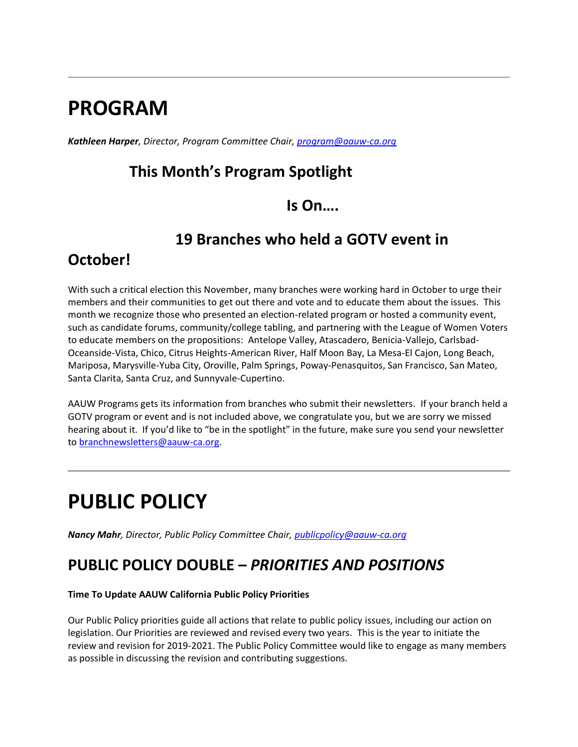---

# PROGRAM

***Kathleen Harper**, Director, Program Committee Chair, [program@aauw-ca.org](mailto:program@aauw-ca.org)*

## This Month's Program Spotlight

## Is On….

## 19 Branches who held a GOTV event in October!

With such a critical election this November, many branches were working hard in October to urge their members and their communities to get out there and vote and to educate them about the issues. This month we recognize those who presented an election-related program or hosted a community event, such as candidate forums, community/college tabling, and partnering with the League of Women Voters to educate members on the propositions: Antelope Valley, Atascadero, Benicia-Vallejo, Carlsbad-Oceanside-Vista, Chico, Citrus Heights-American River, Half Moon Bay, La Mesa-El Cajon, Long Beach, Mariposa, Marysville-Yuba City, Oroville, Palm Springs, Poway-Penasquitos, San Francisco, San Mateo, Santa Clarita, Santa Cruz, and Sunnyvale-Cupertino.

AAUW Programs gets its information from branches who submit their newsletters. If your branch held a GOTV program or event and is not included above, we congratulate you, but we are sorry we missed hearing about it. If you'd like to "be in the spotlight" in the future, make sure you send your newsletter to [branchnewsletters@aauw-ca.org](mailto:branchnewsletters@aauw-ca.org).

---

# PUBLIC POLICY

***Nancy Mahr**, Director, Public Policy Committee Chair, [publicpolicy@aauw-ca.org](mailto:publicpolicy@aauw-ca.org)*

## PUBLIC POLICY DOUBLE – *PRIORITIES AND POSITIONS*

**Time To Update AAUW California Public Policy Priorities**

Our Public Policy priorities guide all actions that relate to public policy issues, including our action on legislation. Our Priorities are reviewed and revised every two years. This is the year to initiate the review and revision for 2019-2021. The Public Policy Committee would like to engage as many members as possible in discussing the revision and contributing suggestions.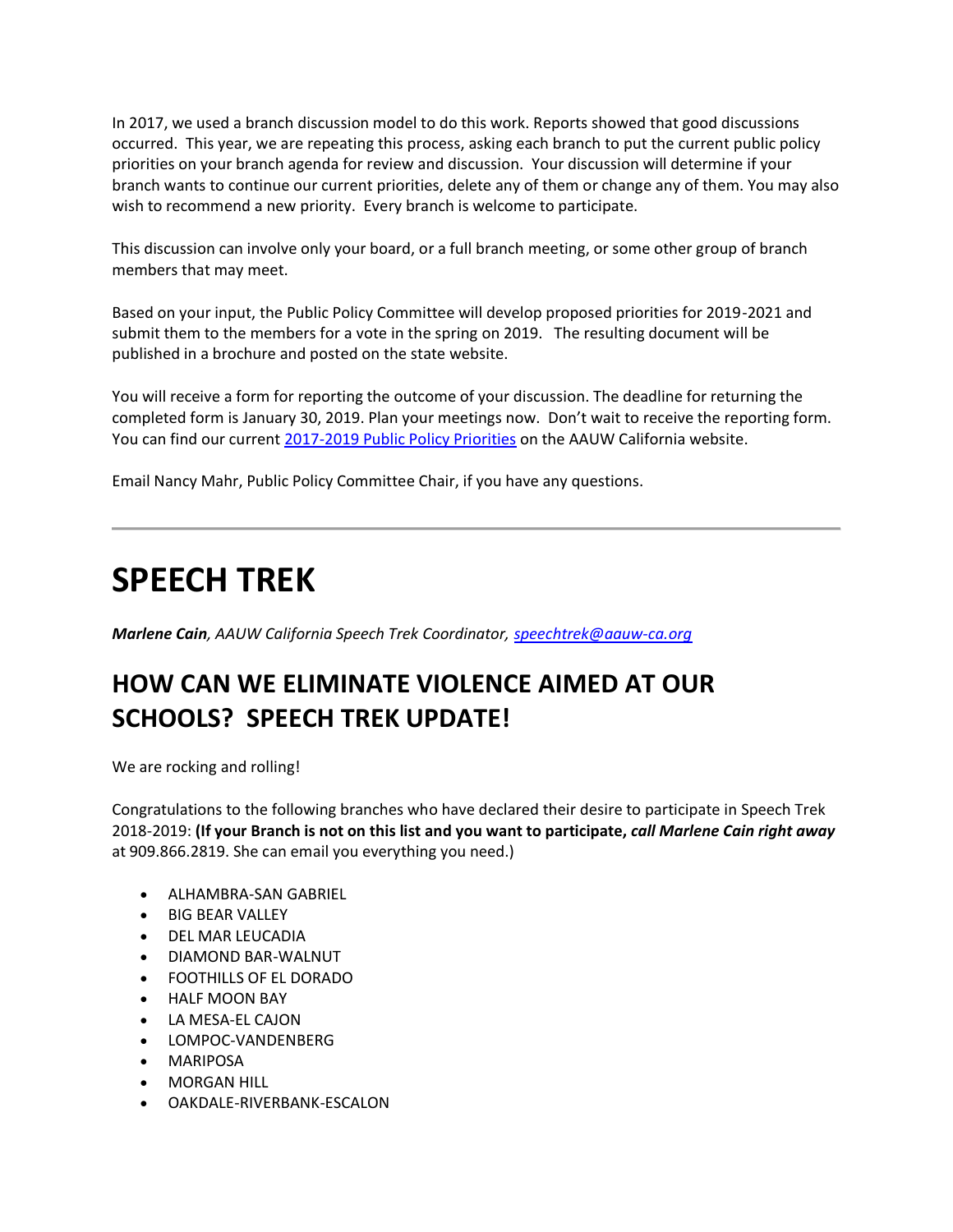In 2017, we used a branch discussion model to do this work. Reports showed that good discussions occurred. This year, we are repeating this process, asking each branch to put the current public policy priorities on your branch agenda for review and discussion. Your discussion will determine if your branch wants to continue our current priorities, delete any of them or change any of them. You may also wish to recommend a new priority. Every branch is welcome to participate.

This discussion can involve only your board, or a full branch meeting, or some other group of branch members that may meet.

Based on your input, the Public Policy Committee will develop proposed priorities for 2019-2021 and submit them to the members for a vote in the spring on 2019. The resulting document will be published in a brochure and posted on the state website.

You will receive a form for reporting the outcome of your discussion. The deadline for returning the completed form is January 30, 2019. Plan your meetings now. Don't wait to receive the reporting form. You can find our current [2017-2019 Public Policy Priorities]() on the AAUW California website.

Email Nancy Mahr, Public Policy Committee Chair, if you have any questions.

---

# SPEECH TREK

***Marlene Cain****, AAUW California Speech Trek Coordinator,* [*speechtrek@aauw-ca.org*](mailto:speechtrek@aauw-ca.org)

## HOW CAN WE ELIMINATE VIOLENCE AIMED AT OUR SCHOOLS? SPEECH TREK UPDATE!

We are rocking and rolling!

Congratulations to the following branches who have declared their desire to participate in Speech Trek 2018-2019: **(If your Branch is not on this list and you want to participate, *call Marlene Cain right away*** at 909.866.2819. She can email you everything you need.)

- ALHAMBRA-SAN GABRIEL
- BIG BEAR VALLEY
- DEL MAR LEUCADIA
- DIAMOND BAR-WALNUT
- FOOTHILLS OF EL DORADO
- HALF MOON BAY
- LA MESA-EL CAJON
- LOMPOC-VANDENBERG
- MARIPOSA
- MORGAN HILL
- OAKDALE-RIVERBANK-ESCALON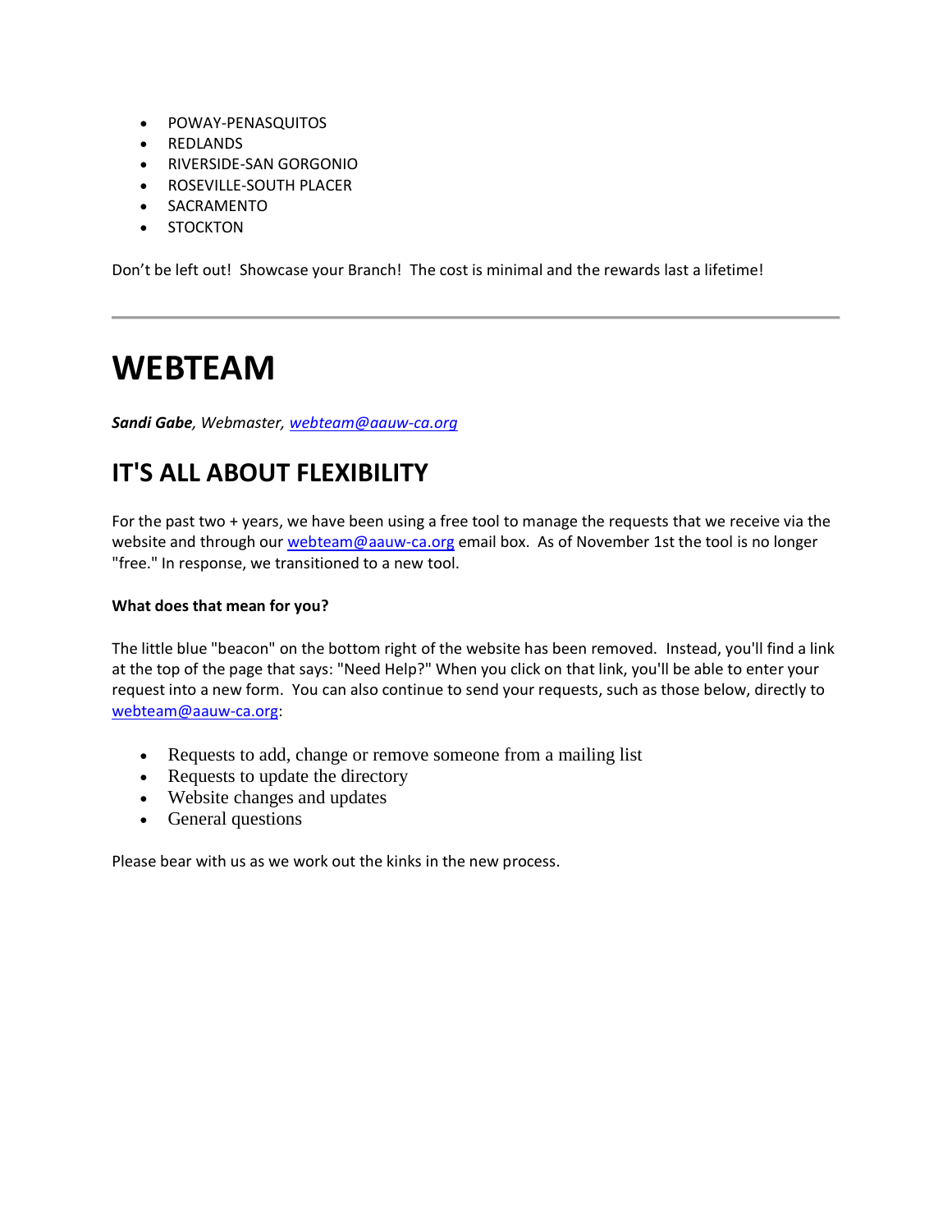- POWAY-PENASQUITOS
- REDLANDS
- RIVERSIDE-SAN GORGONIO
- ROSEVILLE-SOUTH PLACER
- SACRAMENTO
- STOCKTON

Don't be left out! Showcase your Branch! The cost is minimal and the rewards last a lifetime!

---

# WEBTEAM

***Sandi Gabe**, Webmaster, webteam@aauw-ca.org*

## IT'S ALL ABOUT FLEXIBILITY

For the past two + years, we have been using a free tool to manage the requests that we receive via the website and through our webteam@aauw-ca.org email box. As of November 1st the tool is no longer "free." In response, we transitioned to a new tool.

**What does that mean for you?**

The little blue "beacon" on the bottom right of the website has been removed. Instead, you'll find a link at the top of the page that says: "Need Help?" When you click on that link, you'll be able to enter your request into a new form. You can also continue to send your requests, such as those below, directly to webteam@aauw-ca.org:

- Requests to add, change or remove someone from a mailing list
- Requests to update the directory
- Website changes and updates
- General questions

Please bear with us as we work out the kinks in the new process.